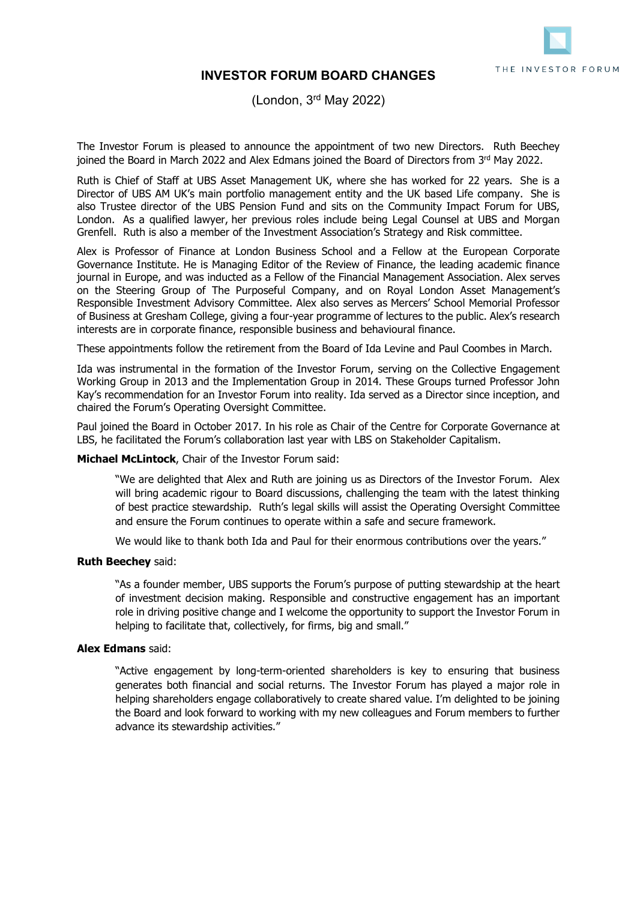THE INVESTOR FORUM

# INVESTOR FORUM BOARD CHANGES

(London, 3rd May 2022)

The Investor Forum is pleased to announce the appointment of two new Directors. Ruth Beechey joined the Board in March 2022 and Alex Edmans joined the Board of Directors from 3rd May 2022.

Ruth is Chief of Staff at UBS Asset Management UK, where she has worked for 22 years. She is a Director of UBS AM UK's main portfolio management entity and the UK based Life company. She is also Trustee director of the UBS Pension Fund and sits on the Community Impact Forum for UBS, London. As a qualified lawyer, her previous roles include being Legal Counsel at UBS and Morgan Grenfell. Ruth is also a member of the Investment Association's Strategy and Risk committee.

Alex is Professor of Finance at London Business School and a Fellow at the European Corporate Governance Institute. He is Managing Editor of the Review of Finance, the leading academic finance journal in Europe, and was inducted as a Fellow of the Financial Management Association. Alex serves on the Steering Group of The Purposeful Company, and on Royal London Asset Management's Responsible Investment Advisory Committee. Alex also serves as Mercers' School Memorial Professor of Business at Gresham College, giving a four-year programme of lectures to the public. Alex's research interests are in corporate finance, responsible business and behavioural finance.

These appointments follow the retirement from the Board of Ida Levine and Paul Coombes in March.

Ida was instrumental in the formation of the Investor Forum, serving on the Collective Engagement Working Group in 2013 and the Implementation Group in 2014. These Groups turned Professor John Kay's recommendation for an Investor Forum into reality. Ida served as a Director since inception, and chaired the Forum's Operating Oversight Committee.

Paul joined the Board in October 2017. In his role as Chair of the Centre for Corporate Governance at LBS, he facilitated the Forum's collaboration last year with LBS on Stakeholder Capitalism.

**Michael McLintock**, Chair of the Investor Forum said:

> "We are delighted that Alex and Ruth are joining us as Directors of the Investor Forum. Alex will bring academic rigour to Board discussions, challenging the team with the latest thinking of best practice stewardship. Ruth's legal skills will assist the Operating Oversight Committee and ensure the Forum continues to operate within a safe and secure framework.
>
> We would like to thank both Ida and Paul for their enormous contributions over the years."

**Ruth Beechey** said:

> "As a founder member, UBS supports the Forum's purpose of putting stewardship at the heart of investment decision making. Responsible and constructive engagement has an important role in driving positive change and I welcome the opportunity to support the Investor Forum in helping to facilitate that, collectively, for firms, big and small."

**Alex Edmans** said:

> "Active engagement by long-term-oriented shareholders is key to ensuring that business generates both financial and social returns. The Investor Forum has played a major role in helping shareholders engage collaboratively to create shared value. I'm delighted to be joining the Board and look forward to working with my new colleagues and Forum members to further advance its stewardship activities."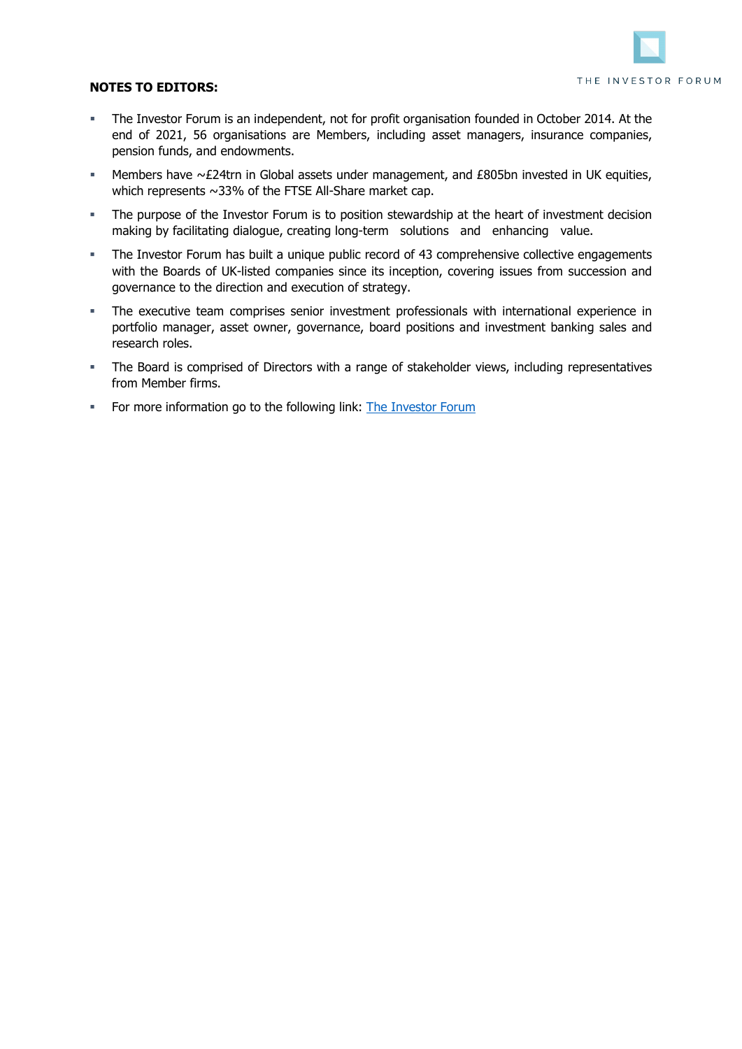**NOTES TO EDITORS:**

- The Investor Forum is an independent, not for profit organisation founded in October 2014. At the end of 2021, 56 organisations are Members, including asset managers, insurance companies, pension funds, and endowments.
- Members have ~£24trn in Global assets under management, and £805bn invested in UK equities, which represents ~33% of the FTSE All-Share market cap.
- The purpose of the Investor Forum is to position stewardship at the heart of investment decision making by facilitating dialogue, creating long-term solutions and enhancing value.
- The Investor Forum has built a unique public record of 43 comprehensive collective engagements with the Boards of UK-listed companies since its inception, covering issues from succession and governance to the direction and execution of strategy.
- The executive team comprises senior investment professionals with international experience in portfolio manager, asset owner, governance, board positions and investment banking sales and research roles.
- The Board is comprised of Directors with a range of stakeholder views, including representatives from Member firms.
- For more information go to the following link: The Investor Forum